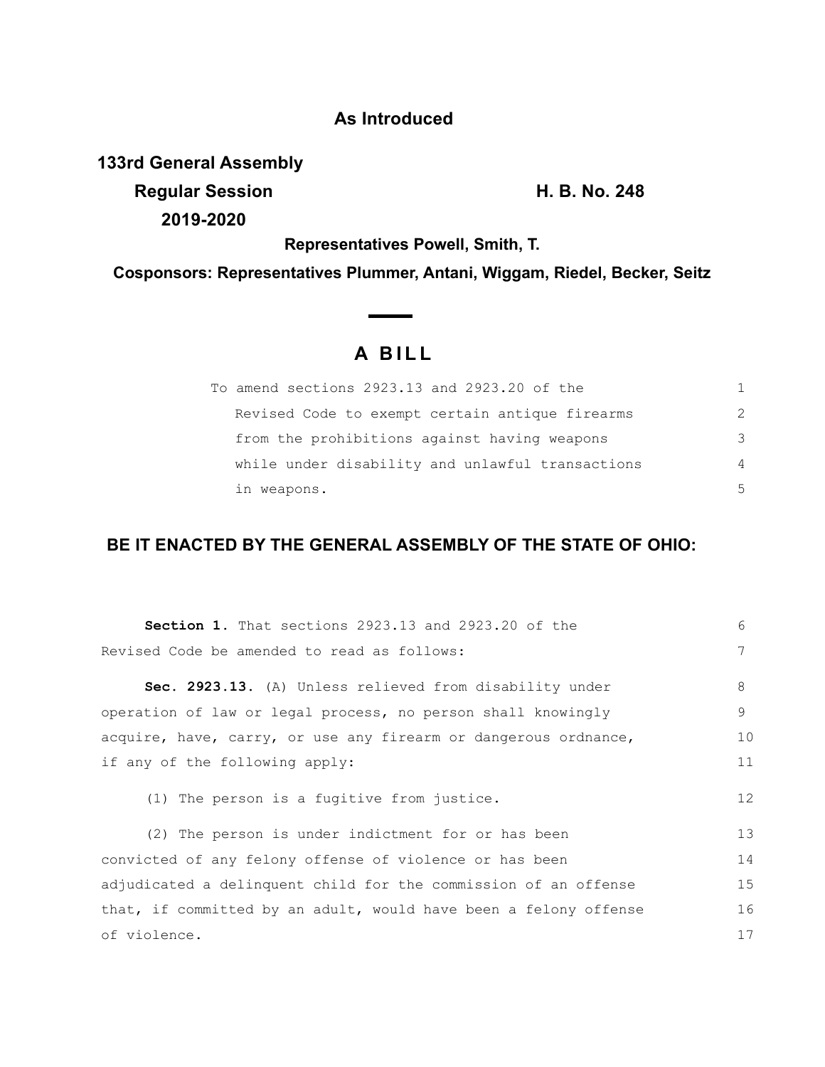**As Introduced**

**133rd General Assembly**
**Regular Session** **H. B. No. 248**
**2019-2020**

**Representatives Powell, Smith, T.**

**Cosponsors: Representatives Plummer, Antani, Wiggam, Riedel, Becker, Seitz**

# A BILL

To amend sections 2923.13 and 2923.20 of the Revised Code to exempt certain antique firearms from the prohibitions against having weapons while under disability and unlawful transactions in weapons.

**BE IT ENACTED BY THE GENERAL ASSEMBLY OF THE STATE OF OHIO:**

**Section 1.** That sections 2923.13 and 2923.20 of the Revised Code be amended to read as follows:

**Sec. 2923.13.** (A) Unless relieved from disability under operation of law or legal process, no person shall knowingly acquire, have, carry, or use any firearm or dangerous ordnance, if any of the following apply:

(1) The person is a fugitive from justice.

(2) The person is under indictment for or has been convicted of any felony offense of violence or has been adjudicated a delinquent child for the commission of an offense that, if committed by an adult, would have been a felony offense of violence.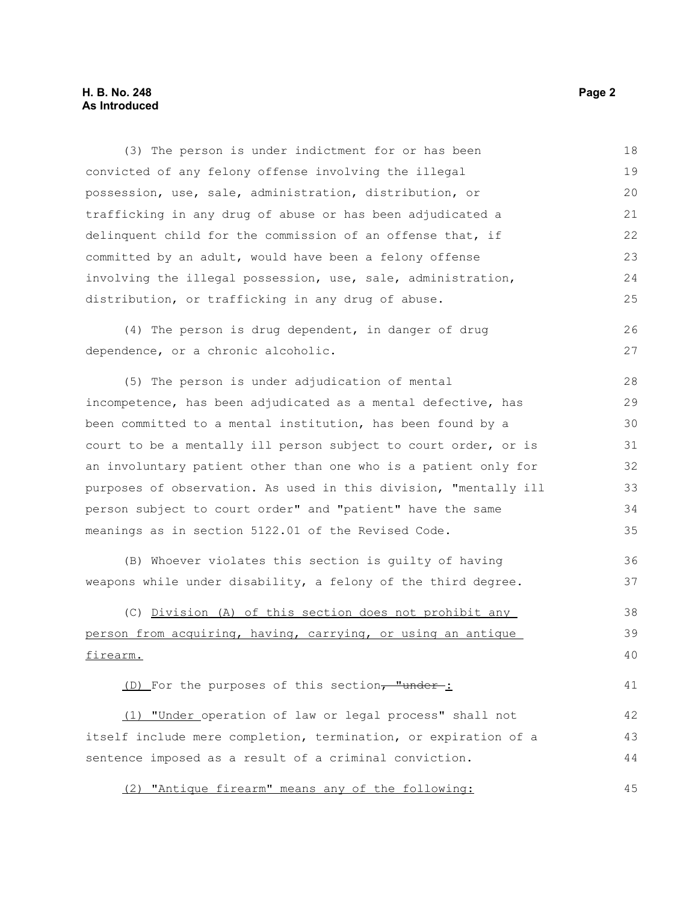(3) The person is under indictment for or has been convicted of any felony offense involving the illegal possession, use, sale, administration, distribution, or trafficking in any drug of abuse or has been adjudicated a delinquent child for the commission of an offense that, if committed by an adult, would have been a felony offense involving the illegal possession, use, sale, administration, distribution, or trafficking in any drug of abuse.

(4) The person is drug dependent, in danger of drug dependence, or a chronic alcoholic.

(5) The person is under adjudication of mental incompetence, has been adjudicated as a mental defective, has been committed to a mental institution, has been found by a court to be a mentally ill person subject to court order, or is an involuntary patient other than one who is a patient only for purposes of observation. As used in this division, "mentally ill person subject to court order" and "patient" have the same meanings as in section 5122.01 of the Revised Code.

(B) Whoever violates this section is guilty of having weapons while under disability, a felony of the third degree.

(C) <u>Division (A) of this section does not prohibit any person from acquiring, having, carrying, or using an antique firearm.</u>

<u>(D)</u> For the purposes of this section~~, "under~~ <u>:</u>

<u>(1) "Under</u> operation of law or legal process" shall not itself include mere completion, termination, or expiration of a sentence imposed as a result of a criminal conviction.

<u>(2) "Antique firearm" means any of the following:</u>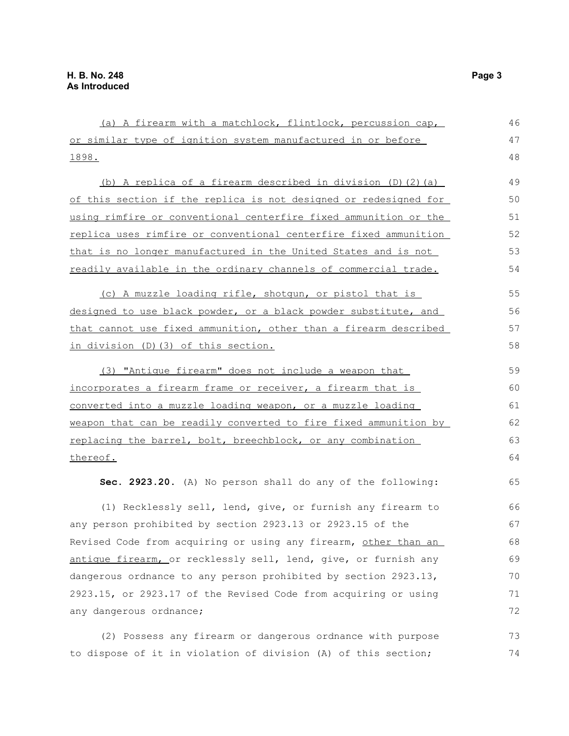(a) A firearm with a matchlock, flintlock, percussion cap, or similar type of ignition system manufactured in or before 1898.

(b) A replica of a firearm described in division (D)(2)(a) of this section if the replica is not designed or redesigned for using rimfire or conventional centerfire fixed ammunition or the replica uses rimfire or conventional centerfire fixed ammunition that is no longer manufactured in the United States and is not readily available in the ordinary channels of commercial trade.

(c) A muzzle loading rifle, shotgun, or pistol that is designed to use black powder, or a black powder substitute, and that cannot use fixed ammunition, other than a firearm described in division (D)(3) of this section.

(3) "Antique firearm" does not include a weapon that incorporates a firearm frame or receiver, a firearm that is converted into a muzzle loading weapon, or a muzzle loading weapon that can be readily converted to fire fixed ammunition by replacing the barrel, bolt, breechblock, or any combination thereof.

**Sec. 2923.20.** (A) No person shall do any of the following:

(1) Recklessly sell, lend, give, or furnish any firearm to any person prohibited by section 2923.13 or 2923.15 of the Revised Code from acquiring or using any firearm, other than an antique firearm, or recklessly sell, lend, give, or furnish any dangerous ordnance to any person prohibited by section 2923.13, 2923.15, or 2923.17 of the Revised Code from acquiring or using any dangerous ordnance;

(2) Possess any firearm or dangerous ordnance with purpose to dispose of it in violation of division (A) of this section;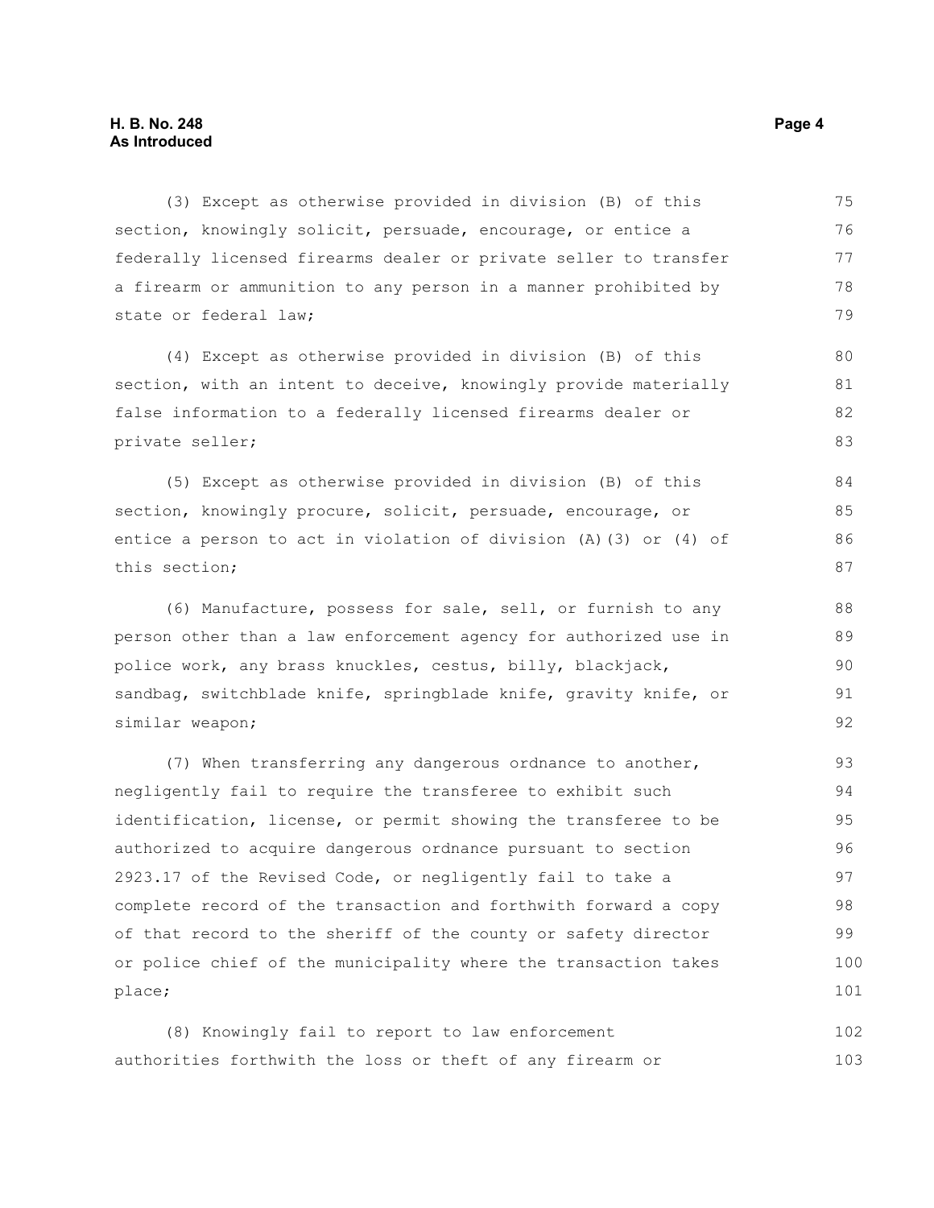(3) Except as otherwise provided in division (B) of this section, knowingly solicit, persuade, encourage, or entice a federally licensed firearms dealer or private seller to transfer a firearm or ammunition to any person in a manner prohibited by state or federal law;

(4) Except as otherwise provided in division (B) of this section, with an intent to deceive, knowingly provide materially false information to a federally licensed firearms dealer or private seller;

(5) Except as otherwise provided in division (B) of this section, knowingly procure, solicit, persuade, encourage, or entice a person to act in violation of division (A)(3) or (4) of this section;

(6) Manufacture, possess for sale, sell, or furnish to any person other than a law enforcement agency for authorized use in police work, any brass knuckles, cestus, billy, blackjack, sandbag, switchblade knife, springblade knife, gravity knife, or similar weapon;

(7) When transferring any dangerous ordnance to another, negligently fail to require the transferee to exhibit such identification, license, or permit showing the transferee to be authorized to acquire dangerous ordnance pursuant to section 2923.17 of the Revised Code, or negligently fail to take a complete record of the transaction and forthwith forward a copy of that record to the sheriff of the county or safety director or police chief of the municipality where the transaction takes place;

(8) Knowingly fail to report to law enforcement authorities forthwith the loss or theft of any firearm or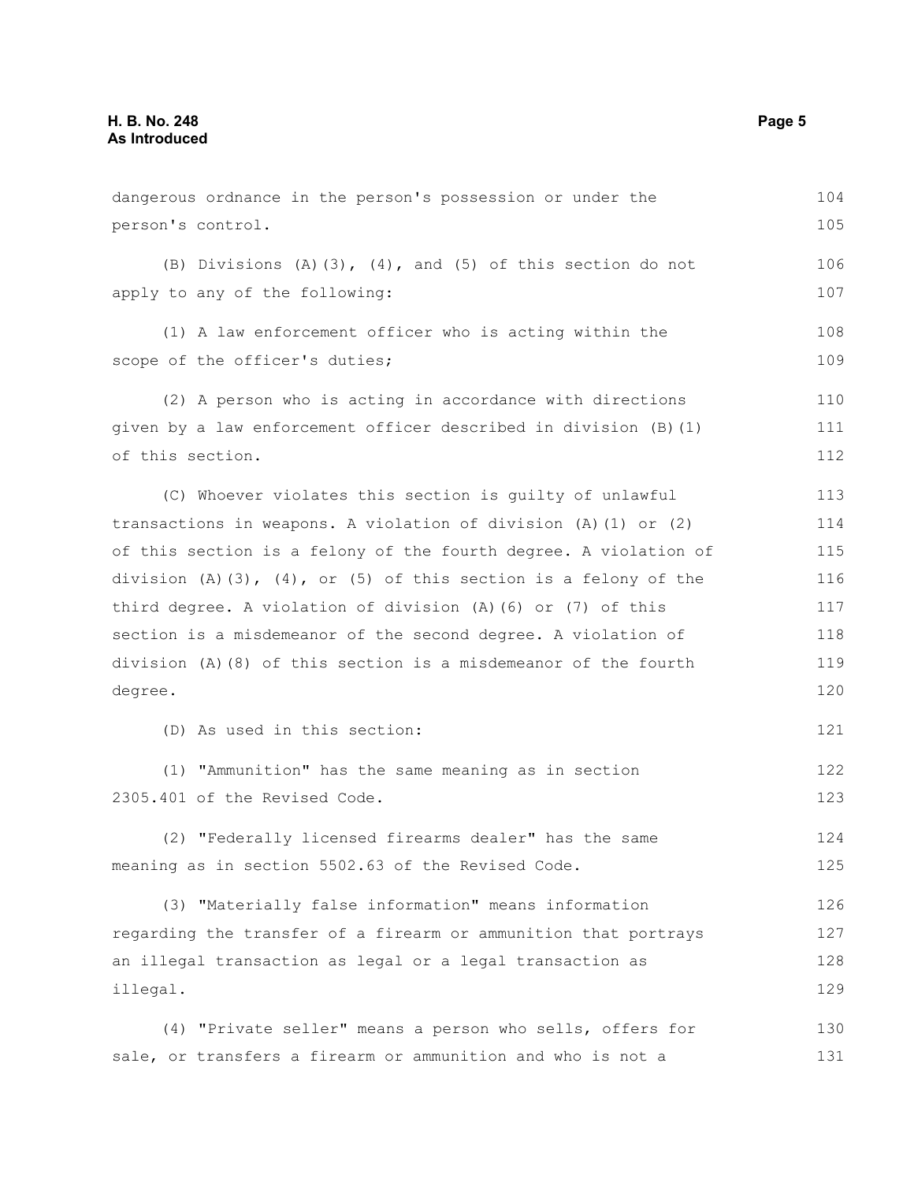dangerous ordnance in the person's possession or under the person's control.

(B) Divisions (A)(3), (4), and (5) of this section do not apply to any of the following:

(1) A law enforcement officer who is acting within the scope of the officer's duties;

(2) A person who is acting in accordance with directions given by a law enforcement officer described in division (B)(1) of this section.

(C) Whoever violates this section is guilty of unlawful transactions in weapons. A violation of division (A)(1) or (2) of this section is a felony of the fourth degree. A violation of division (A)(3), (4), or (5) of this section is a felony of the third degree. A violation of division (A)(6) or (7) of this section is a misdemeanor of the second degree. A violation of division (A)(8) of this section is a misdemeanor of the fourth degree.

(D) As used in this section:

(1) "Ammunition" has the same meaning as in section 2305.401 of the Revised Code.

(2) "Federally licensed firearms dealer" has the same meaning as in section 5502.63 of the Revised Code.

(3) "Materially false information" means information regarding the transfer of a firearm or ammunition that portrays an illegal transaction as legal or a legal transaction as illegal.

(4) "Private seller" means a person who sells, offers for sale, or transfers a firearm or ammunition and who is not a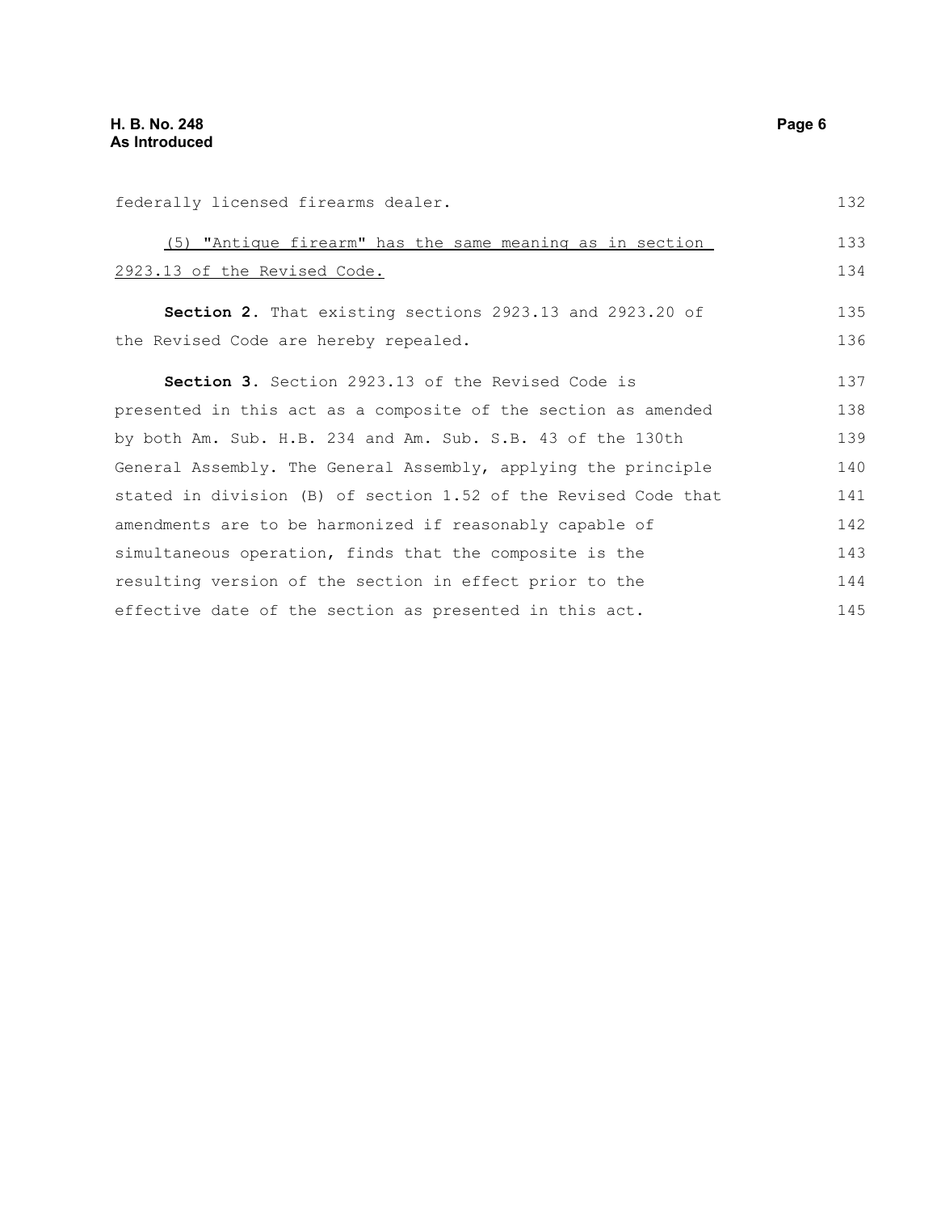federally licensed firearms dealer.

(5) "Antique firearm" has the same meaning as in section 2923.13 of the Revised Code.

**Section 2.** That existing sections 2923.13 and 2923.20 of the Revised Code are hereby repealed.

**Section 3.** Section 2923.13 of the Revised Code is presented in this act as a composite of the section as amended by both Am. Sub. H.B. 234 and Am. Sub. S.B. 43 of the 130th General Assembly. The General Assembly, applying the principle stated in division (B) of section 1.52 of the Revised Code that amendments are to be harmonized if reasonably capable of simultaneous operation, finds that the composite is the resulting version of the section in effect prior to the effective date of the section as presented in this act.